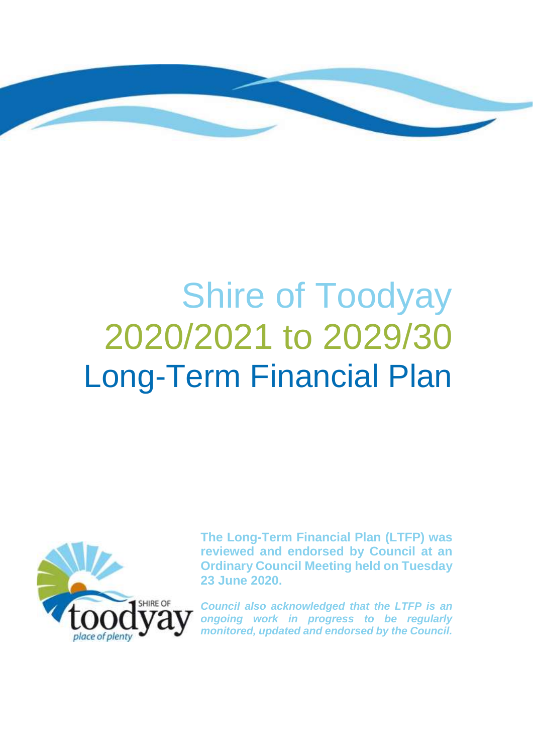# Shire of Toodyay
# 2020/2021 to 2029/30
# Long-Term Financial Plan

**The Long-Term Financial Plan (LTFP) was reviewed and endorsed by Council at an Ordinary Council Meeting held on Tuesday 23 June 2020.**

***Council also acknowledged that the LTFP is an ongoing work in progress to be regularly monitored, updated and endorsed by the Council.***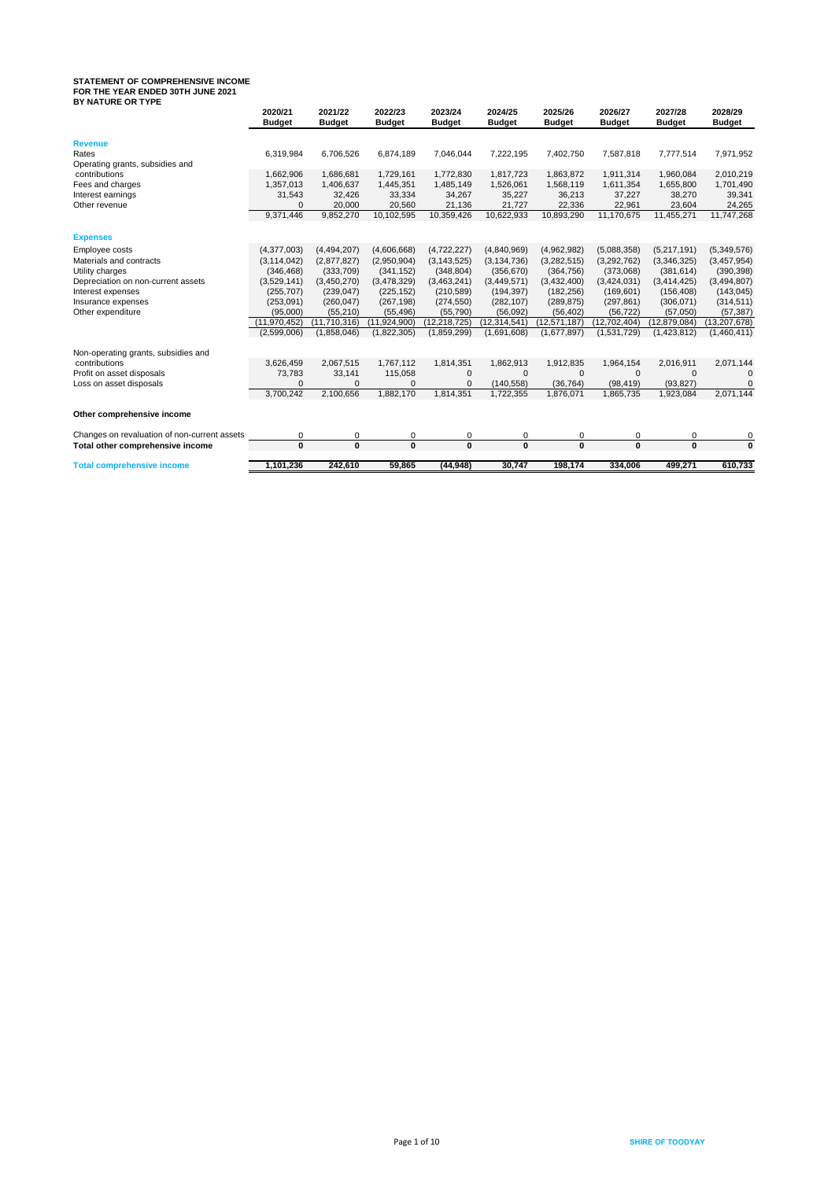**STATEMENT OF COMPREHENSIVE INCOME**
**FOR THE YEAR ENDED 30TH JUNE 2021**
**BY NATURE OR TYPE**

| | 2020/21 Budget | 2021/22 Budget | 2022/23 Budget | 2023/24 Budget | 2024/25 Budget | 2025/26 Budget | 2026/27 Budget | 2027/28 Budget | 2028/29 Budget |
|---|---|---|---|---|---|---|---|---|---|
| **Revenue** | | | | | | | | | |
| Rates | 6,319,984 | 6,706,526 | 6,874,189 | 7,046,044 | 7,222,195 | 7,402,750 | 7,587,818 | 7,777,514 | 7,971,952 |
| Operating grants, subsidies and contributions | 1,662,906 | 1,686,681 | 1,729,161 | 1,772,830 | 1,817,723 | 1,863,872 | 1,911,314 | 1,960,084 | 2,010,219 |
| Fees and charges | 1,357,013 | 1,406,637 | 1,445,351 | 1,485,149 | 1,526,061 | 1,568,119 | 1,611,354 | 1,655,800 | 1,701,490 |
| Interest earnings | 31,543 | 32,426 | 33,334 | 34,267 | 35,227 | 36,213 | 37,227 | 38,270 | 39,341 |
| Other revenue | 0 | 20,000 | 20,560 | 21,136 | 21,727 | 22,336 | 22,961 | 23,604 | 24,265 |
| | 9,371,446 | 9,852,270 | 10,102,595 | 10,359,426 | 10,622,933 | 10,893,290 | 11,170,675 | 11,455,271 | 11,747,268 |
| **Expenses** | | | | | | | | | |
| Employee costs | (4,377,003) | (4,494,207) | (4,606,668) | (4,722,227) | (4,840,969) | (4,962,982) | (5,088,358) | (5,217,191) | (5,349,576) |
| Materials and contracts | (3,114,042) | (2,877,827) | (2,950,904) | (3,143,525) | (3,134,736) | (3,282,515) | (3,292,762) | (3,346,325) | (3,457,954) |
| Utility charges | (346,468) | (333,709) | (341,152) | (348,804) | (356,670) | (364,756) | (373,068) | (381,614) | (390,398) |
| Depreciation on non-current assets | (3,529,141) | (3,450,270) | (3,478,329) | (3,463,241) | (3,449,571) | (3,432,400) | (3,424,031) | (3,414,425) | (3,494,807) |
| Interest expenses | (255,707) | (239,047) | (225,152) | (210,589) | (194,397) | (182,256) | (169,601) | (156,408) | (143,045) |
| Insurance expenses | (253,091) | (260,047) | (267,198) | (274,550) | (282,107) | (289,875) | (297,861) | (306,071) | (314,511) |
| Other expenditure | (95,000) | (55,210) | (55,496) | (55,790) | (56,092) | (56,402) | (56,722) | (57,050) | (57,387) |
| | (11,970,452) | (11,710,316) | (11,924,900) | (12,218,725) | (12,314,541) | (12,571,187) | (12,702,404) | (12,879,084) | (13,207,678) |
| | (2,599,006) | (1,858,046) | (1,822,305) | (1,859,299) | (1,691,608) | (1,677,897) | (1,531,729) | (1,423,812) | (1,460,411) |
| Non-operating grants, subsidies and contributions | 3,626,459 | 2,067,515 | 1,767,112 | 1,814,351 | 1,862,913 | 1,912,835 | 1,964,154 | 2,016,911 | 2,071,144 |
| Profit on asset disposals | 73,783 | 33,141 | 115,058 | 0 | 0 | 0 | 0 | 0 | 0 |
| Loss on asset disposals | 0 | 0 | 0 | 0 | (140,558) | (36,764) | (98,419) | (93,827) | 0 |
| | 3,700,242 | 2,100,656 | 1,882,170 | 1,814,351 | 1,722,355 | 1,876,071 | 1,865,735 | 1,923,084 | 2,071,144 |
| **Other comprehensive income** | | | | | | | | | |
| Changes on revaluation of non-current assets | 0 | 0 | 0 | 0 | 0 | 0 | 0 | 0 | 0 |
| **Total other comprehensive income** | **0** | **0** | **0** | **0** | **0** | **0** | **0** | **0** | **0** |
| **Total comprehensive income** | **1,101,236** | **242,610** | **59,865** | **(44,948)** | **30,747** | **198,174** | **334,006** | **499,271** | **610,733** |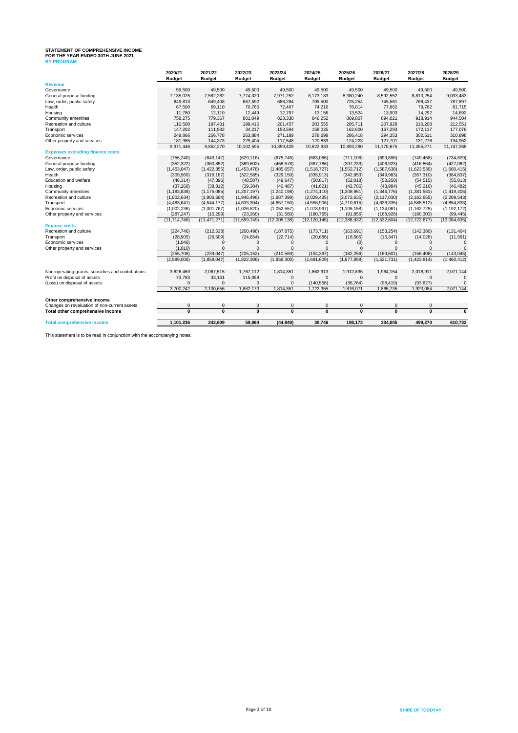**STATEMENT OF COMPREHENSIVE INCOME**
**FOR THE YEAR ENDED 30TH JUNE 2021**
**BY PROGRAM**

| | 2020/21 Budget | 2021/22 Budget | 2022/23 Budget | 2023/24 Budget | 2024/25 Budget | 2025/26 Budget | 2026/27 Budget | 2027/28 Budget | 2028/29 Budget |
|---|---|---|---|---|---|---|---|---|---|
| **Revenue** | | | | | | | | | |
| Governance | 59,500 | 49,500 | 49,500 | 49,500 | 49,500 | 49,500 | 49,500 | 49,500 | 49,500 |
| General purpose funding | 7,135,025 | 7,582,262 | 7,774,320 | 7,971,252 | 8,173,183 | 8,380,240 | 8,592,552 | 8,810,254 | 9,033,483 |
| Law, order, public safety | 649,813 | 649,408 | 667,592 | 686,284 | 705,500 | 725,254 | 745,561 | 766,437 | 787,897 |
| Health | 67,500 | 69,110 | 70,765 | 72,467 | 74,216 | 76,014 | 77,862 | 79,762 | 81,715 |
| Housing | 11,780 | 12,110 | 12,449 | 12,797 | 13,156 | 13,524 | 13,903 | 14,292 | 14,692 |
| Community amenities | 758,275 | 779,367 | 801,049 | 823,338 | 846,252 | 869,807 | 894,021 | 918,914 | 944,504 |
| Recreation and culture | 110,500 | 197,431 | 199,416 | 201,457 | 203,555 | 205,711 | 207,928 | 210,208 | 212,551 |
| Transport | 147,202 | 111,932 | 34,217 | 153,594 | 158,035 | 162,600 | 167,293 | 172,117 | 177,076 |
| Economic services | 249,866 | 256,778 | 263,884 | 271,189 | 278,698 | 286,418 | 294,353 | 302,511 | 310,898 |
| Other property and services | 181,985 | 144,373 | 229,404 | 117,548 | 120,839 | 124,223 | 127,701 | 131,276 | 134,952 |
| | 9,371,446 | 9,852,270 | 10,102,595 | 10,359,426 | 10,622,933 | 10,893,290 | 11,170,675 | 11,455,271 | 11,747,268 |
| **Expenses excluding finance costs** | | | | | | | | | |
| Governance | (756,240) | (643,147) | (629,116) | (675,745) | (663,066) | (711,106) | (699,896) | (749,468) | (734,629) |
| General purpose funding | (352,322) | (360,852) | (369,602) | (458,578) | (387,786) | (397,233) | (406,923) | (416,864) | (427,062) |
| Law, order, public safety | (1,453,047) | (1,422,355) | (1,453,478) | (1,485,657) | (1,518,727) | (1,552,712) | (1,587,638) | (1,623,530) | (1,660,415) |
| Health | (309,960) | (316,187) | (322,585) | (329,159) | (335,913) | (342,853) | (349,983) | (357,310) | (364,837) |
| Education and welfare | (46,314) | (47,396) | (48,507) | (49,647) | (50,817) | (52,018) | (53,250) | (54,515) | (55,813) |
| Housing | (37,268) | (38,312) | (39,384) | (40,487) | (41,621) | (42,786) | (43,984) | (45,216) | (46,482) |
| Community amenities | (1,183,838) | (1,175,085) | (1,207,197) | (1,240,198) | (1,274,110) | (1,308,961) | (1,344,776) | (1,381,581) | (1,419,405) |
| Recreation and culture | (1,802,634) | (1,906,694) | (1,946,496) | (1,987,399) | (2,029,435) | (2,072,635) | (2,117,030) | (2,162,655) | (2,209,543) |
| Transport | (4,483,641) | (4,544,177) | (4,633,304) | (4,657,150) | (4,558,906) | (4,710,615) | (4,626,335) | (4,588,512) | (4,854,833) |
| Economic services | (1,002,236) | (1,001,767) | (1,026,820) | (1,052,557) | (1,078,997) | (1,106,158) | (1,134,061) | (1,162,725) | (1,192,172) |
| Other property and services | (287,247) | (15,299) | (23,260) | (31,560) | (180,765) | (91,856) | (168,928) | (180,303) | (99,445) |
| | (11,714,746) | (11,471,271) | (11,699,749) | (12,008,138) | (12,120,145) | (12,388,932) | (12,532,804) | (12,722,677) | (13,064,635) |
| **Finance costs** | | | | | | | | | |
| Recreation and culture | (224,746) | (212,538) | (200,498) | (187,875) | (173,711) | (163,691) | (153,254) | (142,380) | (131,464) |
| Transport | (28,905) | (26,509) | (24,654) | (22,714) | (20,686) | (18,565) | (16,347) | (14,028) | (11,581) |
| Economic services | (1,046) | 0 | 0 | 0 | 0 | (0) | 0 | 0 | 0 |
| Other property and services | (1,010) | 0 | 0 | 0 | 0 | 0 | 0 | 0 | 0 |
| | (255,706) | (239,047) | (225,152) | (210,589) | (194,397) | (182,256) | (169,601) | (156,408) | (143,045) |
| | (2,599,006) | (1,858,047) | (1,822,306) | (1,859,300) | (1,691,609) | (1,677,898) | (1,531,731) | (1,423,814) | (1,460,412) |
| Non-operating grants, subsidies and contributions | 3,626,459 | 2,067,515 | 1,767,112 | 1,814,351 | 1,862,913 | 1,912,835 | 1,964,154 | 2,016,911 | 2,071,144 |
| Profit on disposal of assets | 73,783 | 33,141 | 115,058 | 0 | 0 | 0 | 0 | 0 | 0 |
| (Loss) on disposal of assets | 0 | 0 | 0 | 0 | (140,558) | (36,764) | (98,419) | (93,827) | 0 |
| | 3,700,242 | 2,100,656 | 1,882,170 | 1,814,351 | 1,722,355 | 1,876,071 | 1,865,735 | 1,923,084 | 2,071,144 |
| **Other comprehensive income** | | | | | | | | | |
| Changes on revaluation of non-current assets | 0 | 0 | 0 | 0 | 0 | 0 | 0 | 0 | |
| **Total other comprehensive income** | **0** | **0** | **0** | **0** | **0** | **0** | **0** | **0** | **0** |
| **Total comprehensive income** | **1,101,236** | **242,609** | **59,864** | **(44,949)** | **30,746** | **198,173** | **334,005** | **499,270** | **610,732** |

This statement is to be read in conjunction with the accompanying notes.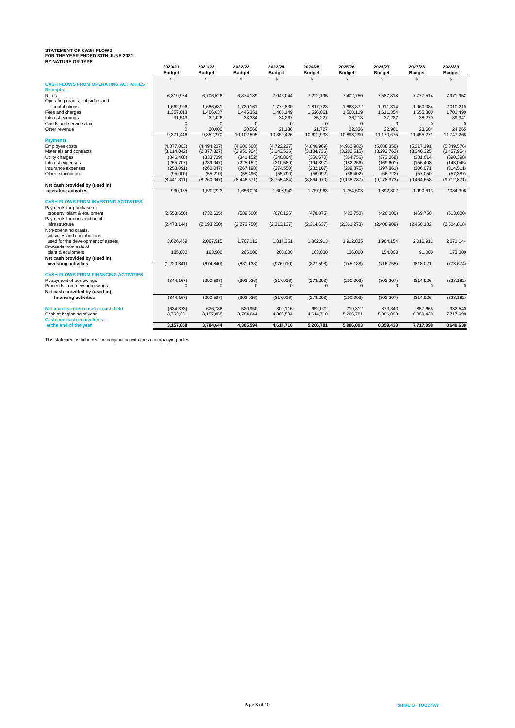**STATEMENT OF CASH FLOWS**
**FOR THE YEAR ENDED 30TH JUNE 2021**
**BY NATURE OR TYPE**

| | 2020/21 Budget | 2021/22 Budget | 2022/23 Budget | 2023/24 Budget | 2024/25 Budget | 2025/26 Budget | 2026/27 Budget | 2027/28 Budget | 2028/29 Budget |
|---|---|---|---|---|---|---|---|---|---|
| | $ | $ | $ | $ | $ | $ | $ | $ | $ |
| **CASH FLOWS FROM OPERATING ACTIVITIES** | | | | | | | | | |
| **Receipts** | | | | | | | | | |
| Rates | 6,319,984 | 6,706,526 | 6,874,189 | 7,046,044 | 7,222,195 | 7,402,750 | 7,587,818 | 7,777,514 | 7,971,952 |
| Operating grants, subsidies and contributions | 1,662,906 | 1,686,681 | 1,729,161 | 1,772,830 | 1,817,723 | 1,863,872 | 1,911,314 | 1,960,084 | 2,010,219 |
| Fees and charges | 1,357,013 | 1,406,637 | 1,445,351 | 1,485,149 | 1,526,061 | 1,568,119 | 1,611,354 | 1,655,800 | 1,701,490 |
| Interest earnings | 31,543 | 32,426 | 33,334 | 34,267 | 35,227 | 36,213 | 37,227 | 38,270 | 39,341 |
| Goods and services tax | 0 | 0 | 0 | 0 | 0 | 0 | 0 | 0 | 0 |
| Other revenue | 0 | 20,000 | 20,560 | 21,136 | 21,727 | 22,336 | 22,961 | 23,604 | 24,265 |
| | 9,371,446 | 9,852,270 | 10,102,595 | 10,359,426 | 10,622,933 | 10,893,290 | 11,170,675 | 11,455,271 | 11,747,268 |
| **Payments** | | | | | | | | | |
| Employee costs | (4,377,003) | (4,494,207) | (4,606,668) | (4,722,227) | (4,840,969) | (4,962,982) | (5,088,358) | (5,217,191) | (5,349,576) |
| Materials and contracts | (3,114,042) | (2,877,827) | (2,950,904) | (3,143,525) | (3,134,736) | (3,282,515) | (3,292,762) | (3,346,325) | (3,457,954) |
| Utility charges | (346,468) | (333,709) | (341,152) | (348,804) | (356,670) | (364,756) | (373,068) | (381,614) | (390,398) |
| Interest expenses | (255,707) | (239,047) | (225,152) | (210,589) | (194,397) | (182,256) | (169,601) | (156,408) | (143,045) |
| Insurance expenses | (253,091) | (260,047) | (267,198) | (274,550) | (282,107) | (289,875) | (297,861) | (306,071) | (314,511) |
| Other expenditure | (95,000) | (55,210) | (55,496) | (55,790) | (56,092) | (56,402) | (56,722) | (57,050) | (57,387) |
| | (8,441,311) | (8,260,047) | (8,446,571) | (8,755,484) | (8,864,970) | (9,138,787) | (9,278,373) | (9,464,658) | (9,712,871) |
| **Net cash provided by (used in) operating activities** | 930,135 | 1,592,223 | 1,656,024 | 1,603,942 | 1,757,963 | 1,754,503 | 1,892,302 | 1,990,613 | 2,034,396 |
| **CASH FLOWS FROM INVESTING ACTIVITIES** | | | | | | | | | |
| Payments for purchase of property, plant & equipment | (2,553,656) | (732,605) | (589,500) | (678,125) | (478,875) | (422,750) | (426,000) | (469,750) | (513,000) |
| Payments for construction of infrastructure | (2,478,144) | (2,193,250) | (2,273,750) | (2,313,137) | (2,314,637) | (2,361,273) | (2,408,909) | (2,456,182) | (2,504,818) |
| Non-operating grants, subsidies and contributions used for the development of assets | 3,626,459 | 2,067,515 | 1,767,112 | 1,814,351 | 1,862,913 | 1,912,835 | 1,964,154 | 2,016,911 | 2,071,144 |
| Proceeds from sale of plant & equipment | 185,000 | 183,500 | 265,000 | 200,000 | 103,000 | 126,000 | 154,000 | 91,000 | 173,000 |
| **Net cash provided by (used in) investing activities** | (1,220,341) | (674,840) | (831,138) | (976,910) | (827,598) | (745,188) | (716,755) | (818,021) | (773,674) |
| **CASH FLOWS FROM FINANCING ACTIVITIES** | | | | | | | | | |
| Repayment of borrowings | (344,167) | (290,597) | (303,936) | (317,916) | (278,293) | (290,003) | (302,207) | (314,926) | (328,182) |
| Proceeds from new borrowings | 0 | 0 | 0 | 0 | 0 | 0 | 0 | 0 | 0 |
| **Net cash provided by (used in) financing activities** | (344,167) | (290,597) | (303,936) | (317,916) | (278,293) | (290,003) | (302,207) | (314,926) | (328,182) |
| **Net increase (decrease) in cash held** | (634,373) | 626,786 | 520,950 | 309,116 | 652,072 | 719,312 | 873,340 | 857,665 | 932,540 |
| Cash at beginning of year | 3,792,231 | 3,157,858 | 3,784,644 | 4,305,594 | 4,614,710 | 5,266,781 | 5,986,093 | 6,859,433 | 7,717,098 |
| **Cash and cash equivalents at the end of the year** | **3,157,858** | **3,784,644** | **4,305,594** | **4,614,710** | **5,266,781** | **5,986,093** | **6,859,433** | **7,717,098** | **8,649,638** |

This statement is to be read in conjunction with the accompanying notes.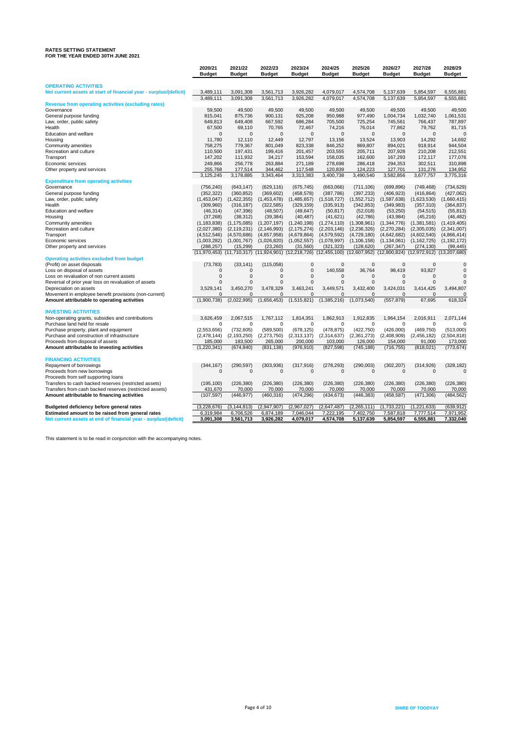# RATES SETTING STATEMENT
## FOR THE YEAR ENDED 30TH JUNE 2021

| | 2020/21 Budget | 2021/22 Budget | 2022/23 Budget | 2023/24 Budget | 2024/25 Budget | 2025/26 Budget | 2026/27 Budget | 2027/28 Budget | 2028/29 Budget |
|---|---|---|---|---|---|---|---|---|---|
| **OPERATING ACTIVITIES** | | | | | | | | | |
| **Net current assets at start of financial year - surplus/(deficit)** | 3,489,111 | 3,091,308 | 3,561,713 | 3,926,282 | 4,079,017 | 4,574,708 | 5,137,639 | 5,854,597 | 6,555,881 |
| | 3,489,111 | 3,091,308 | 3,561,713 | 3,926,282 | 4,079,017 | 4,574,708 | 5,137,639 | 5,854,597 | 6,555,881 |
| **Revenue from operating activities (excluding rates)** | | | | | | | | | |
| Governance | 59,500 | 49,500 | 49,500 | 49,500 | 49,500 | 49,500 | 49,500 | 49,500 | 49,500 |
| General purpose funding | 815,041 | 875,736 | 900,131 | 925,208 | 950,988 | 977,490 | 1,004,734 | 1,032,740 | 1,061,531 |
| Law, order, public safety | 649,813 | 649,408 | 667,592 | 686,284 | 705,500 | 725,254 | 745,561 | 766,437 | 787,897 |
| Health | 67,500 | 69,110 | 70,765 | 72,467 | 74,216 | 76,014 | 77,862 | 79,762 | 81,715 |
| Education and welfare | 0 | 0 | 0 | 0 | 0 | 0 | 0 | 0 | 0 |
| Housing | 11,780 | 12,110 | 12,449 | 12,797 | 13,156 | 13,524 | 13,903 | 14,292 | 14,692 |
| Community amenities | 758,275 | 779,367 | 801,049 | 823,338 | 846,252 | 869,807 | 894,021 | 918,914 | 944,504 |
| Recreation and culture | 110,500 | 197,431 | 199,416 | 201,457 | 203,555 | 205,711 | 207,928 | 210,208 | 212,551 |
| Transport | 147,202 | 111,932 | 34,217 | 153,594 | 158,035 | 162,600 | 167,293 | 172,117 | 177,076 |
| Economic services | 249,866 | 256,778 | 263,884 | 271,189 | 278,698 | 286,418 | 294,353 | 302,511 | 310,898 |
| Other property and services | 255,768 | 177,514 | 344,462 | 117,548 | 120,839 | 124,223 | 127,701 | 131,276 | 134,952 |
| | 3,125,245 | 3,178,885 | 3,343,464 | 3,313,383 | 3,400,738 | 3,490,540 | 3,582,856 | 3,677,757 | 3,775,316 |
| **Expenditure from operating activities** | | | | | | | | | |
| Governance | (756,240) | (643,147) | (629,116) | (675,745) | (663,066) | (711,106) | (699,896) | (749,468) | (734,629) |
| General purpose funding | (352,322) | (360,852) | (369,602) | (458,578) | (387,786) | (397,233) | (406,923) | (416,864) | (427,062) |
| Law, order, public safety | (1,453,047) | (1,422,355) | (1,453,478) | (1,485,657) | (1,518,727) | (1,552,712) | (1,587,638) | (1,623,530) | (1,660,415) |
| Health | (309,960) | (316,187) | (322,585) | (329,159) | (335,913) | (342,853) | (349,983) | (357,310) | (364,837) |
| Education and welfare | (46,314) | (47,396) | (48,507) | (49,647) | (50,817) | (52,018) | (53,250) | (54,515) | (55,813) |
| Housing | (37,268) | (38,312) | (39,384) | (40,487) | (41,621) | (42,786) | (43,984) | (45,216) | (46,482) |
| Community amenities | (1,183,838) | (1,175,085) | (1,207,197) | (1,240,198) | (1,274,110) | (1,308,961) | (1,344,776) | (1,381,581) | (1,419,405) |
| Recreation and culture | (2,027,380) | (2,119,231) | (2,146,993) | (2,175,274) | (2,203,146) | (2,236,326) | (2,270,284) | (2,305,035) | (2,341,007) |
| Transport | (4,512,546) | (4,570,686) | (4,657,958) | (4,679,864) | (4,579,592) | (4,729,180) | (4,642,682) | (4,602,540) | (4,866,414) |
| Economic services | (1,003,282) | (1,001,767) | (1,026,820) | (1,052,557) | (1,078,997) | (1,106,158) | (1,134,061) | (1,162,725) | (1,192,172) |
| Other property and services | (288,257) | (15,299) | (23,260) | (31,560) | (321,323) | (128,620) | (267,347) | (274,130) | (99,445) |
| | (11,970,453) | (11,710,317) | (11,924,901) | (12,218,726) | (12,455,100) | (12,607,952) | (12,800,824) | (12,972,912) | (13,207,680) |
| **Operating activities excluded from budget** | | | | | | | | | |
| (Profit) on asset disposals | (73,783) | (33,141) | (115,058) | 0 | 0 | 0 | 0 | 0 | 0 |
| Loss on disposal of assets | 0 | 0 | 0 | 0 | 140,558 | 36,764 | 98,419 | 93,827 | 0 |
| Loss on revaluation of non current assets | 0 | 0 | 0 | 0 | 0 | 0 | 0 | 0 | 0 |
| Reversal of prior year loss on revaluation of assets | 0 | 0 | 0 | 0 | 0 | 0 | 0 | 0 | 0 |
| Depreciation on assets | 3,529,141 | 3,450,270 | 3,478,329 | 3,463,241 | 3,449,571 | 3,432,400 | 3,424,031 | 3,414,425 | 3,494,807 |
| Movement in employee benefit provisions (non-current) | 0 | 0 | 0 | 0 | 0 | 0 | 0 | 0 | 0 |
| **Amount attributable to operating activities** | (1,900,738) | (2,022,995) | (1,656,453) | (1,515,821) | (1,385,216) | (1,073,540) | (557,879) | 67,695 | 618,324 |
| **INVESTING ACTIVITIES** | | | | | | | | | |
| Non-operating grants, subsidies and contributions | 3,626,459 | 2,067,515 | 1,767,112 | 1,814,351 | 1,862,913 | 1,912,835 | 1,964,154 | 2,016,911 | 2,071,144 |
| Purchase land held for resale | 0 | 0 | 0 | 0 | 0 | 0 | 0 | 0 | 0 |
| Purchase property, plant and equipment | (2,553,656) | (732,605) | (589,500) | (678,125) | (478,875) | (422,750) | (426,000) | (469,750) | (513,000) |
| Purchase and construction of infrastructure | (2,478,144) | (2,193,250) | (2,273,750) | (2,313,137) | (2,314,637) | (2,361,273) | (2,408,909) | (2,456,182) | (2,504,818) |
| Proceeds from disposal of assets | 185,000 | 183,500 | 265,000 | 200,000 | 103,000 | 126,000 | 154,000 | 91,000 | 173,000 |
| **Amount attributable to investing activities** | (1,220,341) | (674,840) | (831,138) | (976,910) | (827,598) | (745,188) | (716,755) | (818,021) | (773,674) |
| **FINANCING ACTIVITIES** | | | | | | | | | |
| Repayment of borrowings | (344,167) | (290,597) | (303,936) | (317,916) | (278,293) | (290,003) | (302,207) | (314,926) | (328,182) |
| Proceeds from new borrowings | 0 | 0 | 0 | 0 | 0 | 0 | 0 | 0 | 0 |
| Proceeds from self supporting loans | | | | | | | | | |
| Transfers to cash backed reserves (restricted assets) | (195,100) | (226,380) | (226,380) | (226,380) | (226,380) | (226,380) | (226,380) | (226,380) | (226,380) |
| Transfers from cash backed reserves (restricted assets) | 431,670 | 70,000 | 70,000 | 70,000 | 70,000 | 70,000 | 70,000 | 70,000 | 70,000 |
| **Amount attributable to financing activities** | (107,597) | (446,977) | (460,316) | (474,296) | (434,673) | (446,383) | (458,587) | (471,306) | (484,562) |
| **Budgeted deficiency before general rates** | (3,228,676) | (3,144,813) | (2,947,907) | (2,967,027) | (2,647,487) | (2,265,111) | (1,733,221) | (1,221,633) | (639,912) |
| **Estimated amount to be raised from general rates** | 6,319,984 | 6,706,526 | 6,874,189 | 7,046,044 | 7,222,195 | 7,402,750 | 7,587,818 | 7,777,514 | 7,971,952 |
| **Net current assets at end of financial year - surplus/(deficit)** | 3,091,308 | 3,561,713 | 3,926,282 | 4,079,017 | 4,574,708 | 5,137,639 | 5,854,597 | 6,555,881 | 7,332,040 |

This statement is to be read in conjunction with the accompanying notes.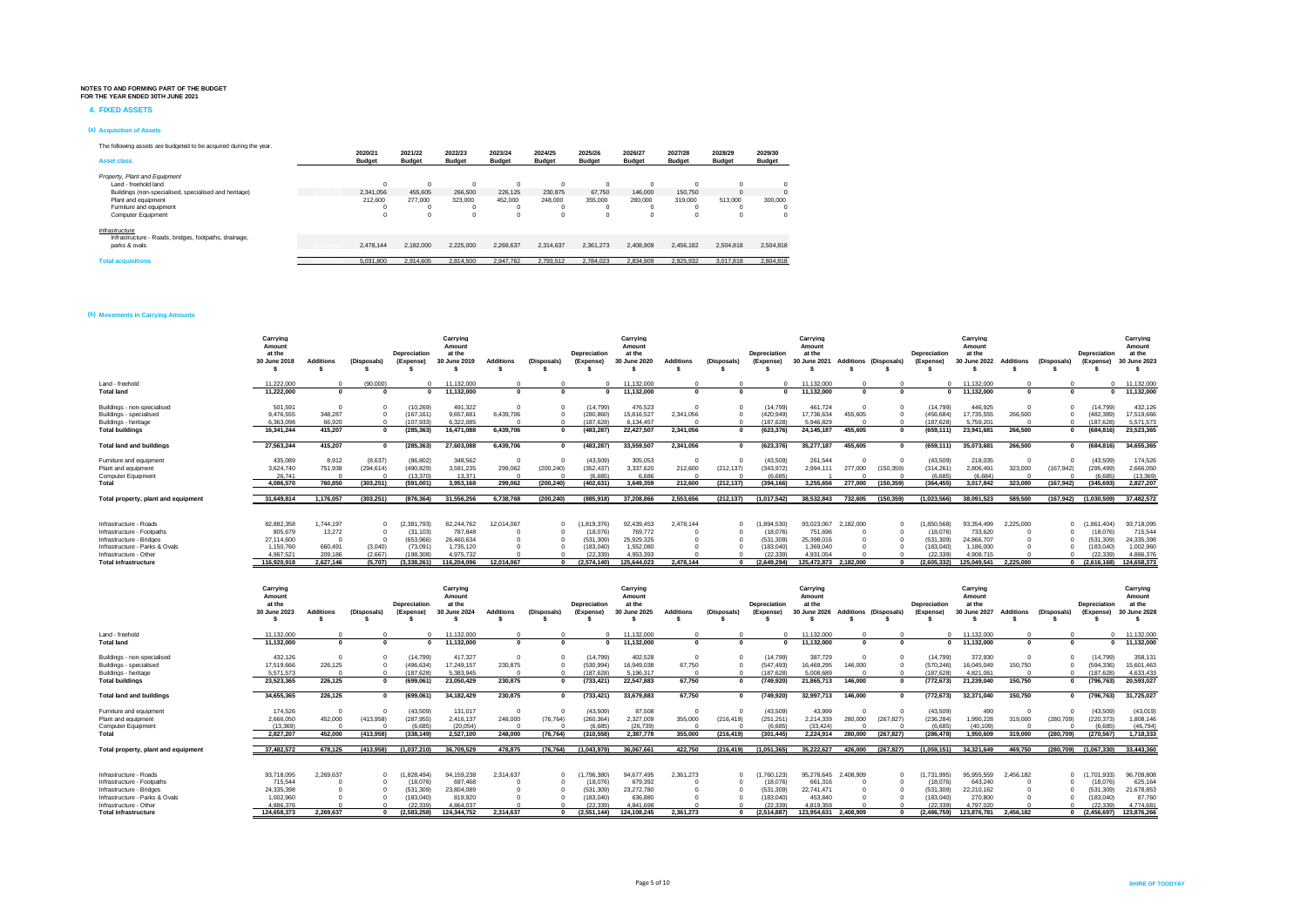**NOTES TO AND FORMING PART OF THE BUDGET**
**FOR THE YEAR ENDED 30TH JUNE 2021**

## 4. FIXED ASSETS

### (a) Acquisition of Assets

The following assets are budgeted to be acquired during the year.

| Asset class | 2020/21 Budget | 2021/22 Budget | 2022/23 Budget | 2023/24 Budget | 2024/25 Budget | 2025/26 Budget | 2026/27 Budget | 2027/28 Budget | 2028/29 Budget | 2029/30 Budget |
|---|---|---|---|---|---|---|---|---|---|---|
| *Property, Plant and Equipment* | | | | | | | | | | |
| Land - freehold land | 0 | 0 | 0 | 0 | 0 | 0 | 0 | 0 | 0 | 0 |
| Buildings (non-specialised, specialised and heritage) | 2,341,056 | 455,605 | 266,500 | 226,125 | 230,875 | 67,750 | 146,000 | 150,750 | 0 | 0 |
| Plant and equipment | 212,600 | 277,000 | 323,000 | 452,000 | 248,000 | 355,000 | 280,000 | 319,000 | 513,000 | 300,000 |
| Furniture and equipment | 0 | 0 | 0 | 0 | 0 | 0 | 0 | 0 | 0 | 0 |
| Computer Equipment | 0 | 0 | 0 | 0 | 0 | 0 | 0 | 0 | 0 | 0 |
| *Infrastructure* | | | | | | | | | | |
| Infrastructure - Roads, bridges, footpaths, drainage, parks & ovals | 2,478,144 | 2,182,000 | 2,225,000 | 2,269,637 | 2,314,637 | 2,361,273 | 2,408,909 | 2,456,182 | 2,504,818 | 2,504,818 |
| **Total acquisitions** | 5,031,800 | 2,914,605 | 2,814,500 | 2,947,762 | 2,793,512 | 2,784,023 | 2,834,909 | 2,925,932 | 3,017,818 | 2,804,818 |

### (b) Movements in Carrying Amounts

| | Carrying Amount at the 30 June 2018 $ | Additions $ | (Disposals) $ | Depreciation (Expense) $ | Carrying Amount at the 30 June 2019 $ | Additions $ | (Disposals) $ | Depreciation (Expense) $ | Carrying Amount at the 30 June 2020 $ | Additions $ | (Disposals) $ | Depreciation (Expense) $ | Carrying Amount at the 30 June 2021 $ | Additions $ | (Disposals) $ | Depreciation (Expense) $ | Carrying Amount at the 30 June 2022 $ | Additions $ | (Disposals) $ | Depreciation (Expense) $ | Carrying Amount at the 30 June 2023 $ |
|---|---|---|---|---|---|---|---|---|---|---|---|---|---|---|---|---|---|---|---|---|---|
| Land - freehold | 11,222,000 | 0 | (90,000) | 0 | 11,132,000 | 0 | 0 | 0 | 11,132,000 | 0 | 0 | 0 | 11,132,000 | 0 | 0 | 0 | 11,132,000 | 0 | 0 | 0 | 11,132,000 |
| **Total land** | 11,222,000 | 0 | 0 | 0 | 11,132,000 | 0 | 0 | 0 | 11,132,000 | 0 | 0 | 0 | 11,132,000 | 0 | 0 | 0 | 11,132,000 | 0 | 0 | 0 | 11,132,000 |
| Buildings - non-specialised | 501,591 | 0 | 0 | (10,269) | 491,322 | 0 | 0 | (14,799) | 476,523 | 0 | 0 | (14,799) | 461,724 | 0 | 0 | (14,799) | 446,925 | 0 | 0 | (14,799) | 432,126 |
| Buildings - specialised | 9,476,555 | 348,287 | 0 | (167,161) | 9,657,681 | 6,439,706 | 0 | (280,860) | 15,816,527 | 2,341,056 | 0 | (420,949) | 17,736,634 | 455,605 | 0 | (456,684) | 17,735,555 | 266,500 | 0 | (482,389) | 17,519,666 |
| Buildings - heritage | 6,363,098 | 66,920 | 0 | (107,933) | 6,322,085 | 0 | 0 | (187,628) | 6,134,457 | 0 | 0 | (187,628) | 5,946,829 | 0 | 0 | (187,628) | 5,759,201 | 0 | 0 | (187,628) | 5,571,573 |
| **Total buildings** | 16,341,244 | 415,207 | 0 | (285,363) | 16,471,088 | 6,439,706 | 0 | (483,287) | 22,427,507 | 2,341,056 | 0 | (623,376) | 24,145,187 | 455,605 | 0 | (659,111) | 23,941,681 | 266,500 | 0 | (684,816) | 23,523,365 |
| **Total land and buildings** | 27,563,244 | 415,207 | 0 | (285,363) | 27,603,088 | 6,439,706 | 0 | (483,287) | 33,559,507 | 2,341,056 | 0 | (623,376) | 35,277,187 | 455,605 | 0 | (659,111) | 35,073,681 | 266,500 | 0 | (684,816) | 34,655,365 |
| Furniture and equipment | 435,089 | 8,912 | (8,637) | (86,802) | 348,562 | 0 | 0 | (43,509) | 305,053 | 0 | 0 | (43,509) | 261,544 | 0 | 0 | (43,509) | 218,035 | 0 | 0 | (43,509) | 174,526 |
| Plant and equipment | 3,624,740 | 751,938 | (294,614) | (490,829) | 3,591,235 | 299,062 | (200,240) | (352,437) | 3,337,620 | 212,600 | (212,137) | (343,972) | 2,994,111 | 277,000 | (150,359) | (314,261) | 2,806,491 | 323,000 | (167,942) | (295,499) | 2,666,050 |
| Computer Equipment | 26,741 | 0 | 0 | (13,370) | 13,371 | 0 | 0 | (6,685) | 6,686 | 0 | 0 | (6,685) | 1 | 0 | 0 | (6,685) | (6,684) | 0 | 0 | (6,685) | (13,369) |
| **Total** | 4,086,570 | 760,850 | (303,251) | (591,001) | 3,953,168 | 299,062 | (200,240) | (402,631) | 3,649,359 | 212,600 | (212,137) | (394,166) | 3,255,656 | 277,000 | (150,359) | (364,455) | 3,017,842 | 323,000 | (167,942) | (345,693) | 2,827,207 |
| **Total property, plant and equipment** | 31,649,814 | 1,176,057 | (303,251) | (876,364) | 31,556,256 | 6,738,768 | (200,240) | (885,918) | 37,208,866 | 2,553,656 | (212,137) | (1,017,542) | 38,532,843 | 732,605 | (150,359) | (1,023,566) | 38,091,523 | 589,500 | (167,942) | (1,030,509) | 37,482,572 |
| Infrastructure - Roads | 82,882,358 | 1,744,197 | 0 | (2,381,793) | 82,244,762 | 12,014,067 | 0 | (1,819,376) | 92,439,453 | 2,478,144 | 0 | (1,894,530) | 93,023,067 | 2,182,000 | 0 | (1,850,568) | 93,354,499 | 2,225,000 | 0 | (1,861,404) | 93,718,095 |
| Infrastructure - Footpaths | 805,679 | 13,272 | 0 | (31,103) | 787,848 | 0 | 0 | (18,076) | 769,772 | 0 | 0 | (18,076) | 751,696 | 0 | 0 | (18,076) | 733,620 | 0 | 0 | (18,076) | 715,544 |
| Infrastructure - Bridges | 27,114,600 | 0 | 0 | (653,966) | 26,460,634 | 0 | 0 | (531,309) | 25,929,325 | 0 | 0 | (531,309) | 25,398,016 | 0 | 0 | (531,309) | 24,866,707 | 0 | 0 | (531,309) | 24,335,398 |
| Infrastructure - Parks & Ovals | 1,150,760 | 660,491 | (3,040) | (73,091) | 1,735,120 | 0 | 0 | (183,040) | 1,552,080 | 0 | 0 | (183,040) | 1,369,040 | 0 | 0 | (183,040) | 1,186,000 | 0 | 0 | (183,040) | 1,002,960 |
| Infrastructure - Other | 4,967,521 | 209,186 | (2,667) | (198,308) | 4,975,732 | 0 | 0 | (22,339) | 4,953,393 | 0 | 0 | (22,339) | 4,931,054 | 0 | 0 | (22,339) | 4,908,715 | 0 | 0 | (22,339) | 4,886,376 |
| **Total infrastructure** | 116,920,918 | 2,627,146 | (5,707) | (3,338,261) | 116,204,096 | 12,014,067 | 0 | (2,574,140) | 125,644,023 | 2,478,144 | 0 | (2,649,294) | 125,472,873 | 2,182,000 | 0 | (2,605,332) | 125,049,541 | 2,225,000 | 0 | (2,616,168) | 124,658,373 |

| | Carrying Amount at the 30 June 2023 $ | Additions $ | (Disposals) $ | Depreciation (Expense) $ | Carrying Amount at the 30 June 2024 $ | Additions $ | (Disposals) $ | Depreciation (Expense) $ | Carrying Amount at the 30 June 2025 $ | Additions $ | (Disposals) $ | Depreciation (Expense) $ | Carrying Amount at the 30 June 2026 $ | Additions $ | (Disposals) $ | Depreciation (Expense) $ | Carrying Amount at the 30 June 2027 $ | Additions $ | (Disposals) $ | Depreciation (Expense) $ | Carrying Amount at the 30 June 2028 $ |
|---|---|---|---|---|---|---|---|---|---|---|---|---|---|---|---|---|---|---|---|---|---|
| Land - freehold | 11,132,000 | 0 | 0 | 0 | 11,132,000 | 0 | 0 | 0 | 11,132,000 | 0 | 0 | 0 | 11,132,000 | 0 | 0 | 0 | 11,132,000 | 0 | 0 | 0 | 11,132,000 |
| **Total land** | 11,132,000 | 0 | 0 | 0 | 11,132,000 | 0 | 0 | 0 | 11,132,000 | 0 | 0 | 0 | 11,132,000 | 0 | 0 | 0 | 11,132,000 | 0 | 0 | 0 | 11,132,000 |
| Buildings - non-specialised | 432,126 | 0 | 0 | (14,799) | 417,327 | 0 | 0 | (14,799) | 402,528 | 0 | 0 | (14,799) | 387,729 | 0 | 0 | (14,799) | 372,930 | 0 | 0 | (14,799) | 358,131 |
| Buildings - specialised | 17,519,666 | 226,125 | 0 | (496,634) | 17,249,157 | 230,875 | 0 | (530,994) | 16,949,038 | 67,750 | 0 | (547,493) | 16,469,295 | 146,000 | 0 | (570,246) | 16,045,049 | 150,750 | 0 | (594,336) | 15,601,463 |
| Buildings - heritage | 5,571,573 | 0 | 0 | (187,628) | 5,383,945 | 0 | 0 | (187,628) | 5,196,317 | 0 | 0 | (187,628) | 5,008,689 | 0 | 0 | (187,628) | 4,821,061 | 0 | 0 | (187,628) | 4,633,433 |
| **Total buildings** | 23,523,365 | 226,125 | 0 | (699,061) | 23,050,429 | 230,875 | 0 | (733,421) | 22,547,883 | 67,750 | 0 | (749,920) | 21,865,713 | 146,000 | 0 | (772,673) | 21,239,040 | 150,750 | 0 | (796,763) | 20,593,027 |
| **Total land and buildings** | 34,655,365 | 226,125 | 0 | (699,061) | 34,182,429 | 230,875 | 0 | (733,421) | 33,679,883 | 67,750 | 0 | (749,920) | 32,997,713 | 146,000 | 0 | (772,673) | 32,371,040 | 150,750 | 0 | (796,763) | 31,725,027 |
| Furniture and equipment | 174,526 | 0 | 0 | (43,509) | 131,017 | 0 | 0 | (43,509) | 87,508 | 0 | 0 | (43,509) | 43,999 | 0 | 0 | (43,509) | 490 | 0 | 0 | (43,509) | (43,019) |
| Plant and equipment | 2,666,050 | 452,000 | (413,958) | (287,955) | 2,416,137 | 248,000 | (76,764) | (260,364) | 2,327,009 | 355,000 | (216,419) | (251,251) | 2,214,339 | 280,000 | (267,827) | (236,284) | 1,990,228 | 319,000 | (280,709) | (220,373) | 1,808,146 |
| Computer Equipment | (13,369) | 0 | 0 | (6,685) | (20,054) | 0 | 0 | (6,685) | (26,739) | 0 | 0 | (6,685) | (33,424) | 0 | 0 | (6,685) | (40,109) | 0 | 0 | (6,685) | (46,794) |
| **Total** | 2,827,207 | 452,000 | (413,958) | (338,149) | 2,527,100 | 248,000 | (76,764) | (310,558) | 2,387,778 | 355,000 | (216,419) | (301,445) | 2,224,914 | 280,000 | (267,827) | (286,478) | 1,950,609 | 319,000 | (280,709) | (270,567) | 1,718,333 |
| **Total property, plant and equipment** | 37,482,572 | 678,125 | (413,958) | (1,037,210) | 36,709,529 | 478,875 | (76,764) | (1,043,979) | 36,067,661 | 422,750 | (216,419) | (1,051,365) | 35,222,627 | 426,000 | (267,827) | (1,059,151) | 34,321,649 | 469,750 | (280,709) | (1,067,330) | 33,443,360 |
| Infrastructure - Roads | 93,718,095 | 2,269,637 | 0 | (1,828,494) | 94,159,238 | 2,314,637 | 0 | (1,796,380) | 94,677,495 | 2,361,273 | 0 | (1,760,123) | 95,278,645 | 2,408,909 | 0 | (1,731,995) | 95,955,559 | 2,456,182 | 0 | (1,701,933) | 96,709,808 |
| Infrastructure - Footpaths | 715,544 | 0 | 0 | (18,076) | 697,468 | 0 | 0 | (18,076) | 679,392 | 0 | 0 | (18,076) | 661,316 | 0 | 0 | (18,076) | 643,240 | 0 | 0 | (18,076) | 625,164 |
| Infrastructure - Bridges | 24,335,398 | 0 | 0 | (531,309) | 23,804,089 | 0 | 0 | (531,309) | 23,272,780 | 0 | 0 | (531,309) | 22,741,471 | 0 | 0 | (531,309) | 22,210,162 | 0 | 0 | (531,309) | 21,678,853 |
| Infrastructure - Parks & Ovals | 1,002,960 | 0 | 0 | (183,040) | 819,920 | 0 | 0 | (183,040) | 636,880 | 0 | 0 | (183,040) | 453,840 | 0 | 0 | (183,040) | 270,800 | 0 | 0 | (183,040) | 87,760 |
| Infrastructure - Other | 4,886,376 | 0 | 0 | (22,339) | 4,864,037 | 0 | 0 | (22,339) | 4,841,698 | 0 | 0 | (22,339) | 4,819,359 | 0 | 0 | (22,339) | 4,797,020 | 0 | 0 | (22,339) | 4,774,681 |
| **Total infrastructure** | 124,658,373 | 2,269,637 | 0 | (2,583,258) | 124,344,752 | 2,314,637 | 0 | (2,551,144) | 124,108,245 | 2,361,273 | 0 | (2,514,887) | 123,954,631 | 2,408,909 | 0 | (2,486,759) | 123,876,781 | 2,456,182 | 0 | (2,456,697) | 123,876,266 |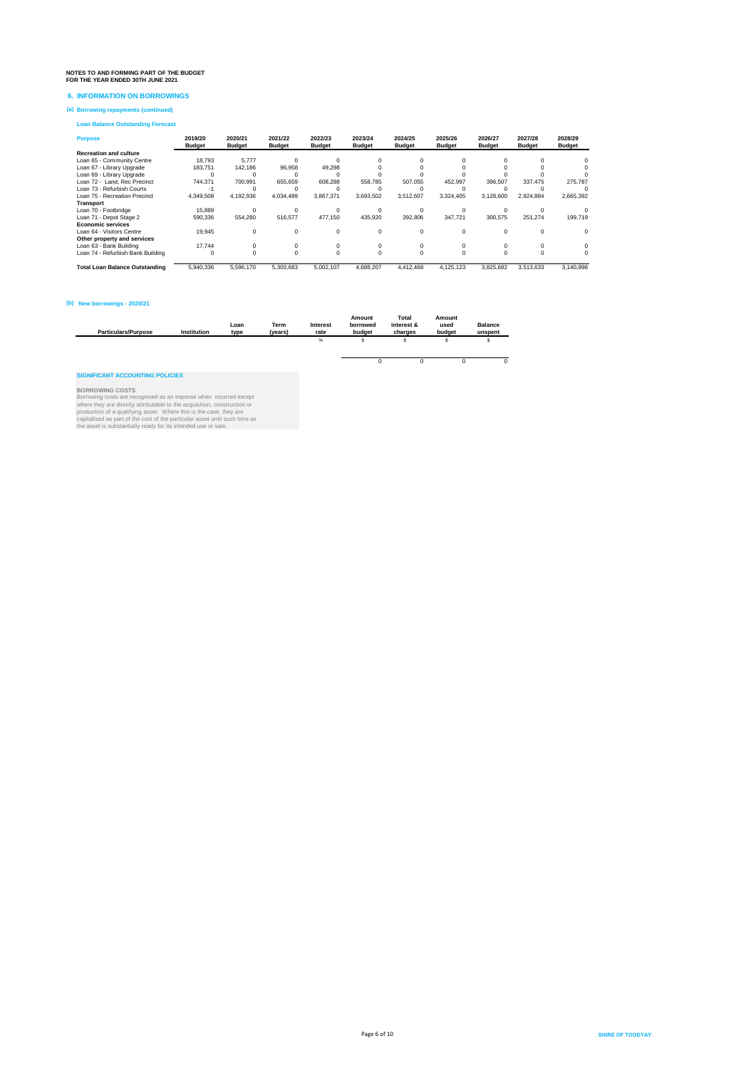**NOTES TO AND FORMING PART OF THE BUDGET**
**FOR THE YEAR ENDED 30TH JUNE 2021**

## 6. INFORMATION ON BORROWINGS

### (a) Borrowing repayments (continued)

**Loan Balance Outstanding Forecast**

| Purpose | 2019/20 Budget | 2020/21 Budget | 2021/22 Budget | 2022/23 Budget | 2023/24 Budget | 2024/25 Budget | 2025/26 Budget | 2026/27 Budget | 2027/28 Budget | 2028/29 Budget |
|---|---|---|---|---|---|---|---|---|---|---|
| **Recreation and culture** | | | | | | | | | | |
| Loan 65 - Community Centre | 18,793 | 5,777 | 0 | 0 | 0 | 0 | 0 | 0 | 0 | 0 |
| Loan 67 - Library Upgrade | 183,751 | 142,186 | 96,958 | 49,298 | 0 | 0 | 0 | 0 | 0 | 0 |
| Loan 69 - Library Upgrade | 0 | 0 | 0 | 0 | 0 | 0 | 0 | 0 | 0 | 0 |
| Loan 72 - Land, Rec Precinct | 744,371 | 700,991 | 655,659 | 608,288 | 558,785 | 507,055 | 452,997 | 396,507 | 337,475 | 275,787 |
| Loan 73 - Refurbish Courts | -1 | 0 | 0 | 0 | 0 | 0 | 0 | 0 | 0 | 0 |
| Loan 75 - Recreation Precinct | 4,349,508 | 4,192,936 | 4,034,489 | 3,867,371 | 3,693,502 | 3,512,607 | 3,324,405 | 3,128,600 | 2,924,884 | 2,665,392 |
| **Transport** | | | | | | | | | | |
| Loan 70 - Footbridge | 15,889 | 0 | 0 | 0 | 0 | 0 | 0 | 0 | 0 | 0 |
| Loan 71 - Depot Stage 2 | 590,336 | 554,280 | 516,577 | 477,150 | 435,920 | 392,806 | 347,721 | 300,575 | 251,274 | 199,719 |
| **Economic services** | | | | | | | | | | |
| Loan 64 - Visitors Centre | 19,945 | 0 | 0 | 0 | 0 | 0 | 0 | 0 | 0 | 0 |
| **Other property and services** | | | | | | | | | | |
| Loan 63 - Bank Building | 17,744 | 0 | 0 | 0 | 0 | 0 | 0 | 0 | 0 | 0 |
| Loan 74 - Refurbish Bank Building | 0 | 0 | 0 | 0 | 0 | 0 | 0 | 0 | 0 | 0 |
| **Total Loan Balance Outstanding** | 5,940,336 | 5,596,170 | 5,303,683 | 5,002,107 | 4,688,207 | 4,412,468 | 4,125,123 | 3,825,682 | 3,513,633 | 3,140,898 |

### (b) New borrowings - 2020/21

| Particulars/Purpose | Institution | Loan type | Term (years) | Interest rate | Amount borrowed budget | Total interest & charges | Amount used budget | Balance unspent |
|---|---|---|---|---|---|---|---|---|
| | | | | % | $ | $ | $ | $ |
| | | | | | 0 | 0 | 0 | 0 |

**SIGNIFICANT ACCOUNTING POLICIES**

**BORROWING COSTS**
Borrowing costs are recognised as an expense when incurred except where they are directly attributable to the acquisition, construction or production of a qualifying asset. Where this is the case, they are capitalised as part of the cost of the particular asset until such time as the asset is substantially ready for its intended use or sale.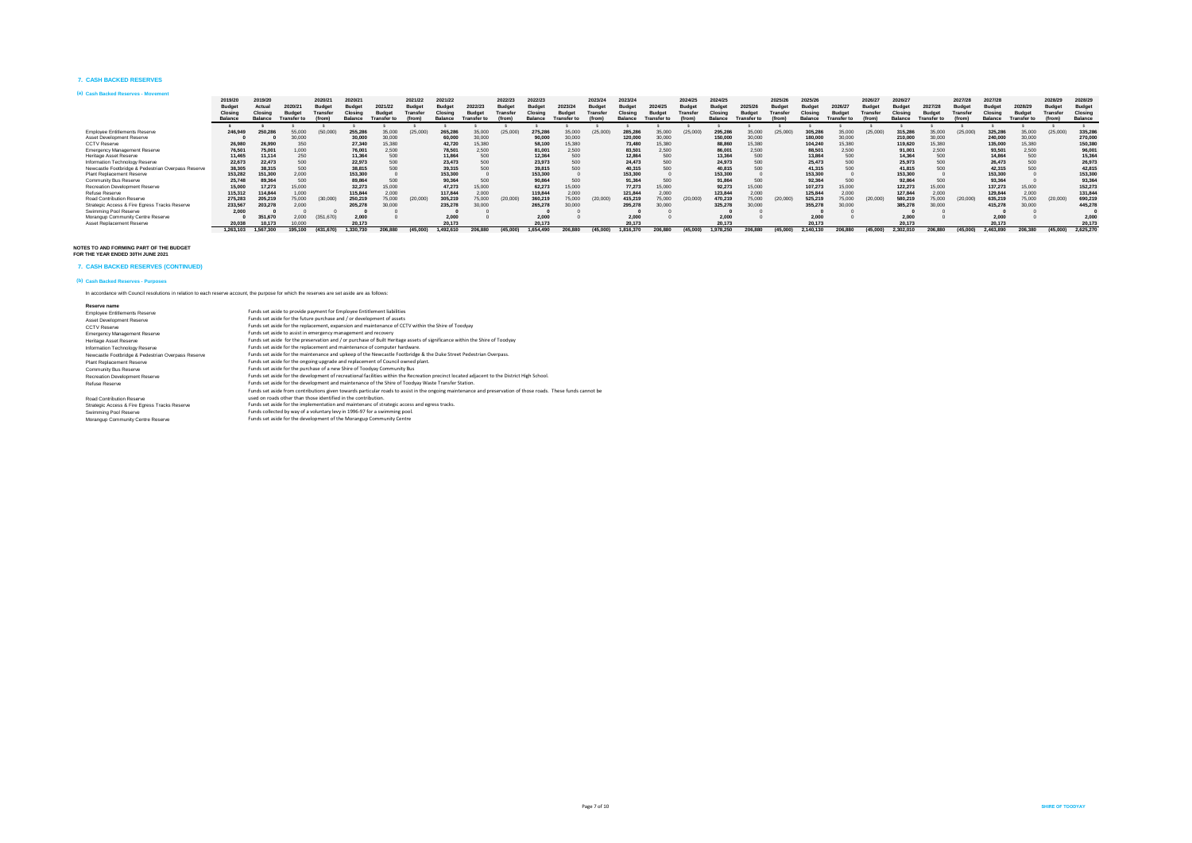## 7. CASH BACKED RESERVES

### (a) Cash Backed Reserves - Movement

| | 2019/20 Budget Closing Balance | 2019/20 Actual Closing Balance | 2020/21 Budget Transfer to | 2020/21 Budget Transfer (from) | 2020/21 Budget Closing Balance | 2021/22 Budget Transfer to | 2021/22 Budget Transfer (from) | 2021/22 Budget Closing Balance | 2022/23 Budget Transfer to | 2022/23 Budget Transfer (from) | 2022/23 Budget Closing Balance | 2023/24 Budget Transfer to | 2023/24 Budget Transfer (from) | 2023/24 Budget Closing Balance | 2024/25 Budget Transfer to | 2024/25 Budget Transfer (from) | 2024/25 Budget Closing Balance | 2025/26 Budget Transfer to | 2025/26 Budget Transfer (from) | 2025/26 Budget Closing Balance | 2026/27 Budget Transfer to | 2026/27 Budget Transfer (from) | 2026/27 Budget Closing Balance | 2027/28 Budget Transfer to | 2027/28 Budget Transfer (from) | 2027/28 Budget Closing Balance | 2028/29 Budget Transfer to | 2028/29 Budget Transfer (from) | 2028/29 Budget Closing Balance |
|---|---|---|---|---|---|---|---|---|---|---|---|---|---|---|---|---|---|---|---|---|---|---|---|---|---|---|---|---|---|
| | $ | $ | $ | $ | $ | $ | $ | $ | $ | $ | $ | $ | $ | $ | $ | $ | $ | $ | $ | $ | $ | $ | $ | $ | $ | $ | $ | $ | $ |
| Employee Entitlements Reserve | 246,949 | 250,286 | 55,000 | (50,000) | 255,286 | 35,000 | (25,000) | 265,286 | 35,000 | (25,000) | 275,286 | 35,000 | (25,000) | 285,286 | 35,000 | (25,000) | 295,286 | 35,000 | (25,000) | 305,286 | 35,000 | (25,000) | 315,286 | 35,000 | (25,000) | 325,286 | 35,000 | (25,000) | 335,286 |
| Asset Development Reserve | 0 | 0 | 30,000 | | 30,000 | 30,000 | | 60,000 | 30,000 | | 90,000 | 30,000 | | 120,000 | 30,000 | | 150,000 | 30,000 | | 180,000 | 30,000 | | 210,000 | 30,000 | | 240,000 | 30,000 | | 270,000 |
| CCTV Reserve | 26,980 | 26,990 | 350 | | 27,340 | 15,380 | | 42,720 | 15,380 | | 58,100 | 15,380 | | 73,480 | 15,380 | | 88,860 | 15,380 | | 104,240 | 15,380 | | 119,620 | 15,380 | | 135,000 | 15,380 | | 150,380 |
| Emergency Management Reserve | 76,501 | 75,001 | 1,000 | | 76,001 | 2,500 | | 78,501 | 2,500 | | 81,001 | 2,500 | | 83,501 | 2,500 | | 86,001 | 2,500 | | 88,501 | 2,500 | | 91,001 | 2,500 | | 93,501 | 2,500 | | 96,001 |
| Heritage Asset Reserve | 11,465 | 11,114 | 250 | | 11,364 | 500 | | 11,864 | 500 | | 12,364 | 500 | | 12,864 | 500 | | 13,364 | 500 | | 13,864 | 500 | | 14,364 | 500 | | 14,864 | 500 | | 15,364 |
| Information Technology Reserve | 22,673 | 22,473 | 500 | | 22,973 | 500 | | 23,473 | 500 | | 23,973 | 500 | | 24,473 | 500 | | 24,973 | 500 | | 25,473 | 500 | | 25,973 | 500 | | 26,473 | 500 | | 26,973 |
| Newcastle Footbridge & Pedestrian Overpass Reserve | 38,305 | 38,315 | 500 | | 38,815 | 500 | | 39,315 | 500 | | 39,815 | 500 | | 40,315 | 500 | | 40,815 | 500 | | 41,315 | 500 | | 41,815 | 500 | | 42,315 | 500 | | 42,815 |
| Plant Replacement Reserve | 153,282 | 151,300 | 2,000 | | 153,300 | 0 | | 153,300 | 0 | | 153,300 | 0 | | 153,300 | 0 | | 153,300 | 0 | | 153,300 | 0 | | 153,300 | 0 | | 153,300 | 0 | | 153,300 |
| Community Bus Reserve | 25,748 | 89,364 | 500 | | 89,864 | 500 | | 90,364 | 500 | | 90,864 | 500 | | 91,364 | 500 | | 91,864 | 500 | | 92,364 | 500 | | 92,864 | 500 | | 93,364 | 0 | | 93,364 |
| Recreation Development Reserve | 15,000 | 17,273 | 15,000 | | 32,273 | 15,000 | | 47,273 | 15,000 | | 62,273 | 15,000 | | 77,273 | 15,000 | | 92,273 | 15,000 | | 107,273 | 15,000 | | 122,273 | 15,000 | | 137,273 | 15,000 | | 152,273 |
| Refuse Reserve | 115,312 | 114,844 | 1,000 | | 115,844 | 2,000 | | 117,844 | 2,000 | | 119,844 | 2,000 | | 121,844 | 2,000 | | 123,844 | 2,000 | | 125,844 | 2,000 | | 127,844 | 2,000 | | 129,844 | 2,000 | | 131,844 |
| Road Contribution Reserve | 275,283 | 205,219 | 75,000 | (30,000) | 250,219 | 75,000 | (20,000) | 305,219 | 75,000 | (20,000) | 360,219 | 75,000 | (20,000) | 415,219 | 75,000 | (20,000) | 470,219 | 75,000 | (20,000) | 525,219 | 75,000 | (20,000) | 580,219 | 75,000 | (20,000) | 635,219 | 75,000 | (20,000) | 690,219 |
| Strategic Access & Fire Egress Tracks Reserve | 233,567 | 203,278 | 2,000 | | 205,278 | 30,000 | | 235,278 | 30,000 | | 265,278 | 30,000 | | 295,278 | 30,000 | | 325,278 | 30,000 | | 355,278 | 30,000 | | 385,278 | 30,000 | | 415,278 | 30,000 | | 445,278 |
| Swimming Pool Reserve | 2,000 | 0 | 0 | 0 | 0 | 0 | | 0 | 0 | | 0 | 0 | | 0 | 0 | | 0 | 0 | | 0 | 0 | | 0 | 0 | | 0 | 0 | | 0 |
| Morangup Community Centre Reserve | 0 | 351,670 | 2,000 | (351,670) | 2,000 | 0 | | 2,000 | 0 | | 2,000 | 0 | | 2,000 | 0 | | 2,000 | 0 | | 2,000 | 0 | | 2,000 | 0 | | 2,000 | 0 | | 2,000 |
| Asset Replacement Reserve | 20,038 | 10,173 | 10,000 | | 20,173 | | | 20,173 | | | 20,173 | | | 20,173 | | | 20,173 | | | 20,173 | | | 20,173 | | | 20,173 | | | 20,173 |
| | 1,263,103 | 1,567,300 | 195,100 | (431,670) | 1,330,730 | 206,880 | (45,000) | 1,492,610 | 206,880 | (45,000) | 1,654,490 | 206,880 | (45,000) | 1,816,370 | 206,880 | (45,000) | 1,978,250 | 206,880 | (45,000) | 2,140,130 | 206,880 | (45,000) | 2,302,010 | 206,880 | (45,000) | 2,463,890 | 206,380 | (45,000) | 2,625,270 |

**NOTES TO AND FORMING PART OF THE BUDGET**
**FOR THE YEAR ENDED 30TH JUNE 2021**

## 7. CASH BACKED RESERVES (CONTINUED)

### (b) Cash Backed Reserves - Purposes

In accordance with Council resolutions in relation to each reserve account, the purpose for which the reserves are set aside are as follows:

| Reserve name | |
|---|---|
| Employee Entitlements Reserve | Funds set aside to provide payment for Employee Entitlement liabilities |
| Asset Development Reserve | Funds set aside for the future purchase and / or development of assets |
| CCTV Reserve | Funds set aside for the replacement, expansion and maintenance of CCTV within the Shire of Toodyay |
| Emergency Management Reserve | Funds set aside to assist in emergency management and recovery |
| Heritage Asset Reserve | Funds set aside for the preservation and / or purchase of Built Heritage assets of significance within the Shire of Toodyay |
| Information Technology Reserve | Funds set aside for the replacement and maintenance of computer hardware. |
| Newcastle Footbridge & Pedestrian Overpass Reserve | Funds set aside for the maintenance and upkeep of the Newcastle Footbridge & the Duke Street Pedestrian Overpass. |
| Plant Replacement Reserve | Funds set aside for the ongoing upgrade and replacement of Council owned plant. |
| Community Bus Reserve | Funds set aside for the purchase of a new Shire of Toodyay Community Bus |
| Recreation Development Reserve | Funds set aside for the development of recreational facilities within the Recreation precinct located adjacent to the District High School. |
| Refuse Reserve | Funds set aside for the development and maintenance of the Shire of Toodyay Waste Transfer Station. |
| Road Contribution Reserve | Funds set aside from contributions given towards particular roads to assist in the ongoing maintenance and preservation of those roads. These funds cannot be used on roads other than those identified in the contribution. |
| Strategic Access & Fire Egress Tracks Reserve | Funds set aside for the implementation and maintenanc of strategic access and egress tracks. |
| Swimming Pool Reserve | Funds collected by way of a voluntary levy in 1996-97 for a swimming pool. |
| Morangup Community Centre Reserve | Funds set aside for the development of the Morangup Community Centre |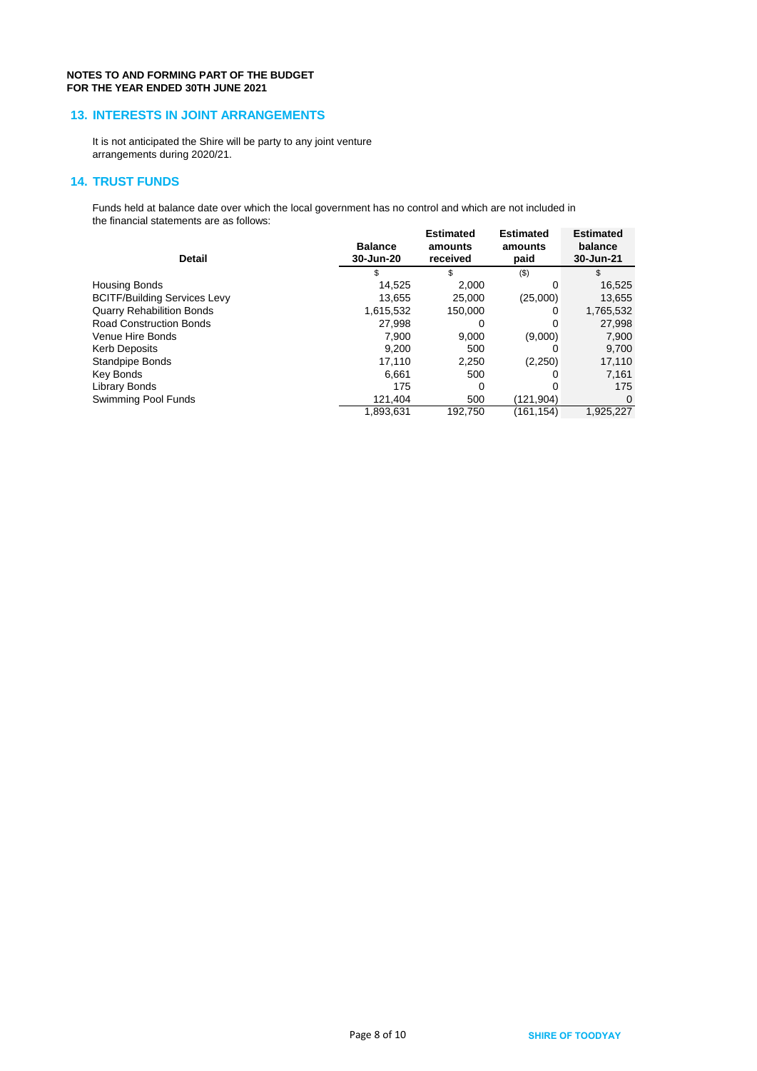**NOTES TO AND FORMING PART OF THE BUDGET**
**FOR THE YEAR ENDED 30TH JUNE 2021**

## 13. INTERESTS IN JOINT ARRANGEMENTS

It is not anticipated the Shire will be party to any joint venture arrangements during 2020/21.

## 14. TRUST FUNDS

Funds held at balance date over which the local government has no control and which are not included in the financial statements are as follows:

| Detail | Balance 30-Jun-20 | Estimated amounts received | Estimated amounts paid | Estimated balance 30-Jun-21 |
|---|---|---|---|---|
| | $ | $ | ($) | $ |
| Housing Bonds | 14,525 | 2,000 | 0 | 16,525 |
| BCITF/Building Services Levy | 13,655 | 25,000 | (25,000) | 13,655 |
| Quarry Rehabilition Bonds | 1,615,532 | 150,000 | 0 | 1,765,532 |
| Road Construction Bonds | 27,998 | 0 | 0 | 27,998 |
| Venue Hire Bonds | 7,900 | 9,000 | (9,000) | 7,900 |
| Kerb Deposits | 9,200 | 500 | 0 | 9,700 |
| Standpipe Bonds | 17,110 | 2,250 | (2,250) | 17,110 |
| Key Bonds | 6,661 | 500 | 0 | 7,161 |
| Library Bonds | 175 | 0 | 0 | 175 |
| Swimming Pool Funds | 121,404 | 500 | (121,904) | 0 |
| | 1,893,631 | 192,750 | (161,154) | 1,925,227 |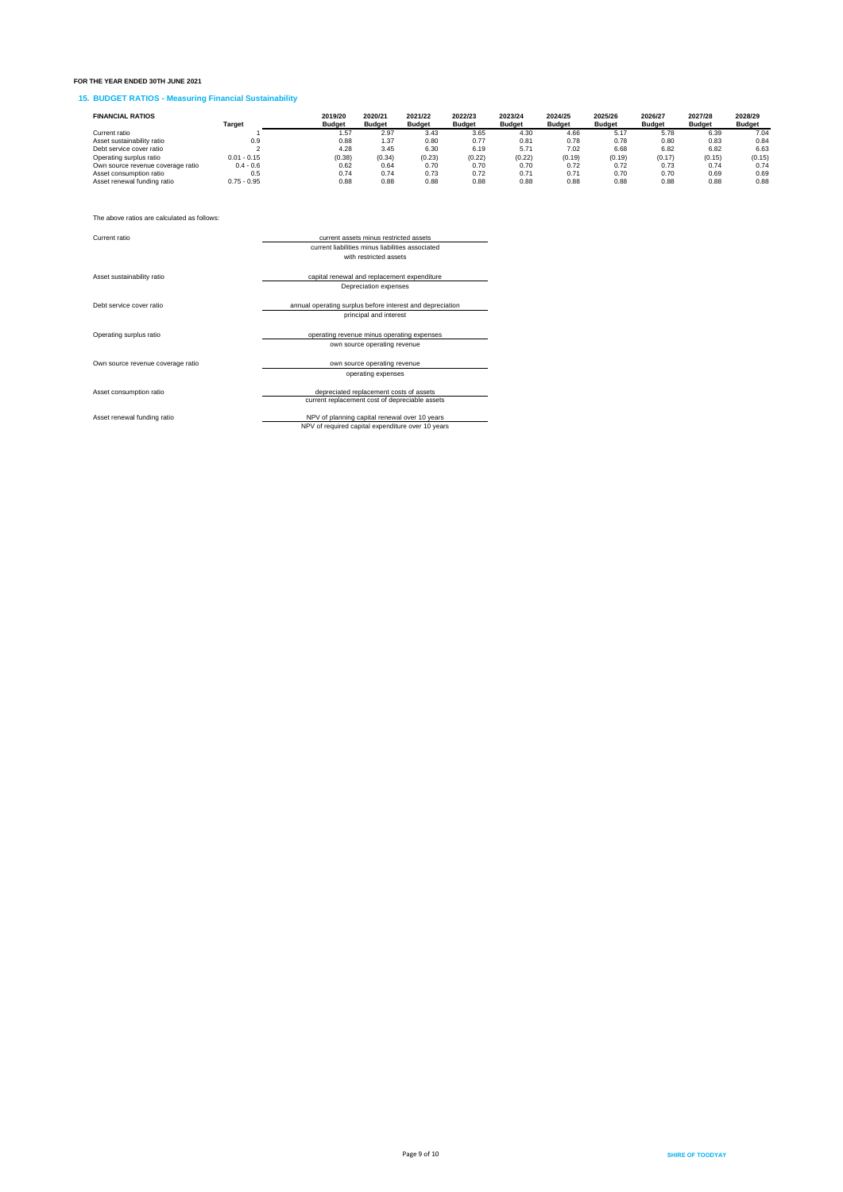**FOR THE YEAR ENDED 30TH JUNE 2021**

## 15. BUDGET RATIOS - Measuring Financial Sustainability

| FINANCIAL RATIOS | Target | 2019/20 Budget | 2020/21 Budget | 2021/22 Budget | 2022/23 Budget | 2023/24 Budget | 2024/25 Budget | 2025/26 Budget | 2026/27 Budget | 2027/28 Budget | 2028/29 Budget |
|---|---|---|---|---|---|---|---|---|---|---|---|
| Current ratio | 1 | 1.57 | 2.97 | 3.43 | 3.65 | 4.30 | 4.66 | 5.17 | 5.78 | 6.39 | 7.04 |
| Asset sustainability ratio | 0.9 | 0.88 | 1.37 | 0.80 | 0.77 | 0.81 | 0.78 | 0.78 | 0.80 | 0.83 | 0.84 |
| Debt service cover ratio | 2 | 4.28 | 3.45 | 6.30 | 6.19 | 5.71 | 7.02 | 6.68 | 6.82 | 6.82 | 6.63 |
| Operating surplus ratio | 0.01 - 0.15 | (0.38) | (0.34) | (0.23) | (0.22) | (0.22) | (0.19) | (0.19) | (0.17) | (0.15) | (0.15) |
| Own source revenue coverage ratio | 0.4 - 0.6 | 0.62 | 0.64 | 0.70 | 0.70 | 0.70 | 0.72 | 0.72 | 0.73 | 0.74 | 0.74 |
| Asset consumption ratio | 0.5 | 0.74 | 0.74 | 0.73 | 0.72 | 0.71 | 0.71 | 0.70 | 0.70 | 0.69 | 0.69 |
| Asset renewal funding ratio | 0.75 - 0.95 | 0.88 | 0.88 | 0.88 | 0.88 | 0.88 | 0.88 | 0.88 | 0.88 | 0.88 | 0.88 |

The above ratios are calculated as follows:

Current ratio

$$\frac{\text{current assets minus restricted assets}}{\text{current liabilities minus liabilities associated with restricted assets}}$$

Asset sustainability ratio

$$\frac{\text{capital renewal and replacement expenditure}}{\text{Depreciation expenses}}$$

Debt service cover ratio

$$\frac{\text{annual operating surplus before interest and depreciation}}{\text{principal and interest}}$$

Operating surplus ratio

$$\frac{\text{operating revenue minus operating expenses}}{\text{own source operating revenue}}$$

Own source revenue coverage ratio

$$\frac{\text{own source operating revenue}}{\text{operating expenses}}$$

Asset consumption ratio

$$\frac{\text{depreciated replacement costs of assets}}{\text{current replacement cost of depreciable assets}}$$

Asset renewal funding ratio

$$\frac{\text{NPV of planning capital renewal over 10 years}}{\text{NPV of required capital expenditure over 10 years}}$$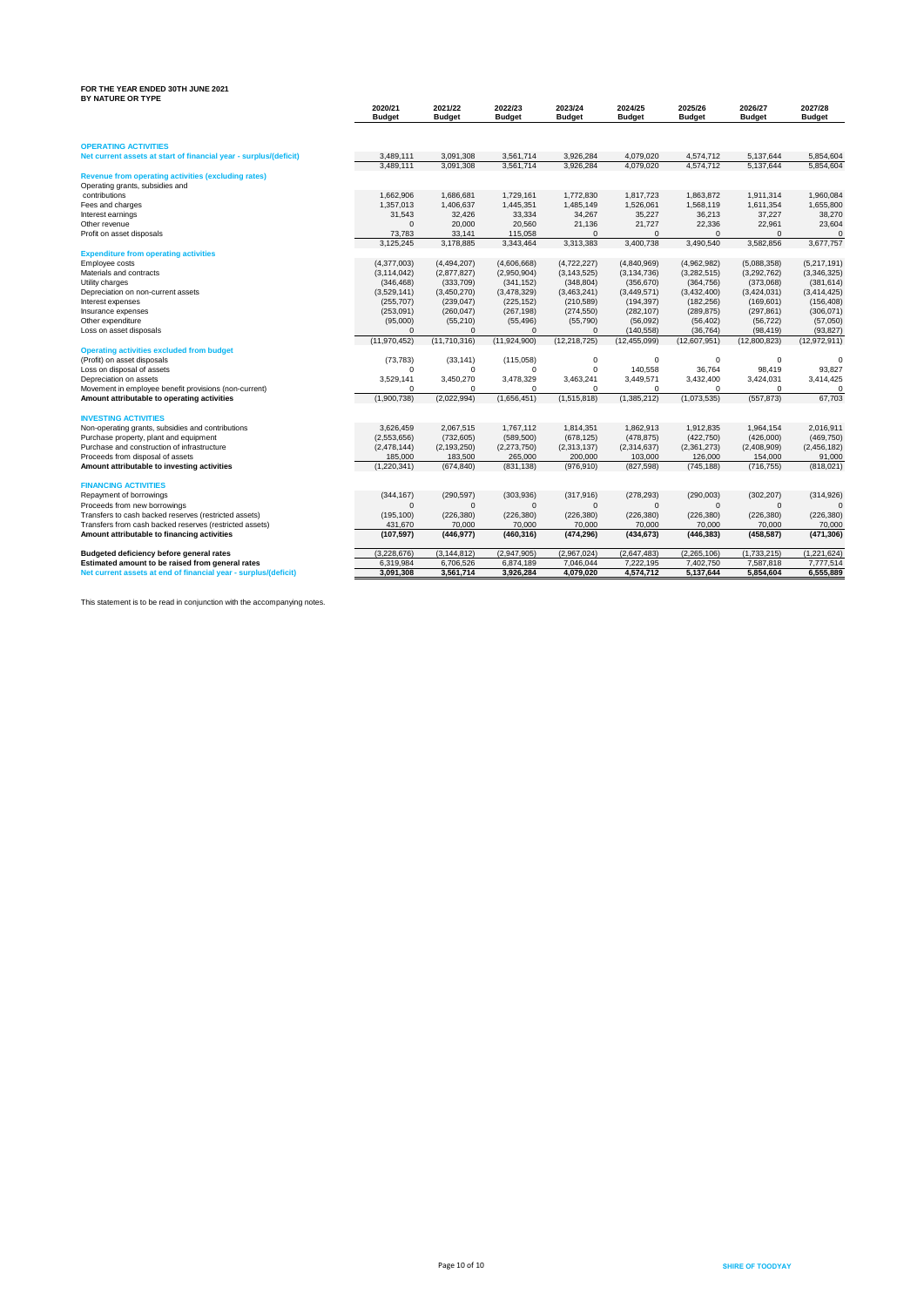**FOR THE YEAR ENDED 30TH JUNE 2021**
**BY NATURE OR TYPE**

| | 2020/21 Budget | 2021/22 Budget | 2022/23 Budget | 2023/24 Budget | 2024/25 Budget | 2025/26 Budget | 2026/27 Budget | 2027/28 Budget |
|---|---|---|---|---|---|---|---|---|
| **OPERATING ACTIVITIES** | | | | | | | | |
| **Net current assets at start of financial year - surplus/(deficit)** | 3,489,111 | 3,091,308 | 3,561,714 | 3,926,284 | 4,079,020 | 4,574,712 | 5,137,644 | 5,854,604 |
| | 3,489,111 | 3,091,308 | 3,561,714 | 3,926,284 | 4,079,020 | 4,574,712 | 5,137,644 | 5,854,604 |
| **Revenue from operating activities (excluding rates)** | | | | | | | | |
| Operating grants, subsidies and contributions | 1,662,906 | 1,686,681 | 1,729,161 | 1,772,830 | 1,817,723 | 1,863,872 | 1,911,314 | 1,960,084 |
| Fees and charges | 1,357,013 | 1,406,637 | 1,445,351 | 1,485,149 | 1,526,061 | 1,568,119 | 1,611,354 | 1,655,800 |
| Interest earnings | 31,543 | 32,426 | 33,334 | 34,267 | 35,227 | 36,213 | 37,227 | 38,270 |
| Other revenue | 0 | 20,000 | 20,560 | 21,136 | 21,727 | 22,336 | 22,961 | 23,604 |
| Profit on asset disposals | 73,783 | 33,141 | 115,058 | 0 | 0 | 0 | 0 | 0 |
| | 3,125,245 | 3,178,885 | 3,343,464 | 3,313,383 | 3,400,738 | 3,490,540 | 3,582,856 | 3,677,757 |
| **Expenditure from operating activities** | | | | | | | | |
| Employee costs | (4,377,003) | (4,494,207) | (4,606,668) | (4,722,227) | (4,840,969) | (4,962,982) | (5,088,358) | (5,217,191) |
| Materials and contracts | (3,114,042) | (2,877,827) | (2,950,904) | (3,143,525) | (3,134,736) | (3,282,515) | (3,292,762) | (3,346,325) |
| Utility charges | (346,468) | (333,709) | (341,152) | (348,804) | (356,670) | (364,756) | (373,068) | (381,614) |
| Depreciation on non-current assets | (3,529,141) | (3,450,270) | (3,478,329) | (3,463,241) | (3,449,571) | (3,432,400) | (3,424,031) | (3,414,425) |
| Interest expenses | (255,707) | (239,047) | (225,152) | (210,589) | (194,397) | (182,256) | (169,601) | (156,408) |
| Insurance expenses | (253,091) | (260,047) | (267,198) | (274,550) | (282,107) | (289,875) | (297,861) | (306,071) |
| Other expenditure | (95,000) | (55,210) | (55,496) | (55,790) | (56,092) | (56,402) | (56,722) | (57,050) |
| Loss on asset disposals | 0 | 0 | 0 | 0 | (140,558) | (36,764) | (98,419) | (93,827) |
| | (11,970,452) | (11,710,316) | (11,924,900) | (12,218,725) | (12,455,099) | (12,607,951) | (12,800,823) | (12,972,911) |
| **Operating activities excluded from budget** | | | | | | | | |
| (Profit) on asset disposals | (73,783) | (33,141) | (115,058) | 0 | 0 | 0 | 0 | 0 |
| Loss on disposal of assets | 0 | 0 | 0 | 0 | 140,558 | 36,764 | 98,419 | 93,827 |
| Depreciation on assets | 3,529,141 | 3,450,270 | 3,478,329 | 3,463,241 | 3,449,571 | 3,432,400 | 3,424,031 | 3,414,425 |
| Movement in employee benefit provisions (non-current) | 0 | 0 | 0 | 0 | 0 | 0 | 0 | 0 |
| **Amount attributable to operating activities** | (1,900,738) | (2,022,994) | (1,656,451) | (1,515,818) | (1,385,212) | (1,073,535) | (557,873) | 67,703 |
| **INVESTING ACTIVITIES** | | | | | | | | |
| Non-operating grants, subsidies and contributions | 3,626,459 | 2,067,515 | 1,767,112 | 1,814,351 | 1,862,913 | 1,912,835 | 1,964,154 | 2,016,911 |
| Purchase property, plant and equipment | (2,553,656) | (732,605) | (589,500) | (678,125) | (478,875) | (422,750) | (426,000) | (469,750) |
| Purchase and construction of infrastructure | (2,478,144) | (2,193,250) | (2,273,750) | (2,313,137) | (2,314,637) | (2,361,273) | (2,408,909) | (2,456,182) |
| Proceeds from disposal of assets | 185,000 | 183,500 | 265,000 | 200,000 | 103,000 | 126,000 | 154,000 | 91,000 |
| **Amount attributable to investing activities** | (1,220,341) | (674,840) | (831,138) | (976,910) | (827,598) | (745,188) | (716,755) | (818,021) |
| **FINANCING ACTIVITIES** | | | | | | | | |
| Repayment of borrowings | (344,167) | (290,597) | (303,936) | (317,916) | (278,293) | (290,003) | (302,207) | (314,926) |
| Proceeds from new borrowings | 0 | 0 | 0 | 0 | 0 | 0 | 0 | 0 |
| Transfers to cash backed reserves (restricted assets) | (195,100) | (226,380) | (226,380) | (226,380) | (226,380) | (226,380) | (226,380) | (226,380) |
| Transfers from cash backed reserves (restricted assets) | 431,670 | 70,000 | 70,000 | 70,000 | 70,000 | 70,000 | 70,000 | 70,000 |
| **Amount attributable to financing activities** | **(107,597)** | **(446,977)** | **(460,316)** | **(474,296)** | **(434,673)** | **(446,383)** | **(458,587)** | **(471,306)** |
| **Budgeted deficiency before general rates** | (3,228,676) | (3,144,812) | (2,947,905) | (2,967,024) | (2,647,483) | (2,265,106) | (1,733,215) | (1,221,624) |
| **Estimated amount to be raised from general rates** | 6,319,984 | 6,706,526 | 6,874,189 | 7,046,044 | 7,222,195 | 7,402,750 | 7,587,818 | 7,777,514 |
| **Net current assets at end of financial year - surplus/(deficit)** | **3,091,308** | **3,561,714** | **3,926,284** | **4,079,020** | **4,574,712** | **5,137,644** | **5,854,604** | **6,555,889** |

This statement is to be read in conjunction with the accompanying notes.